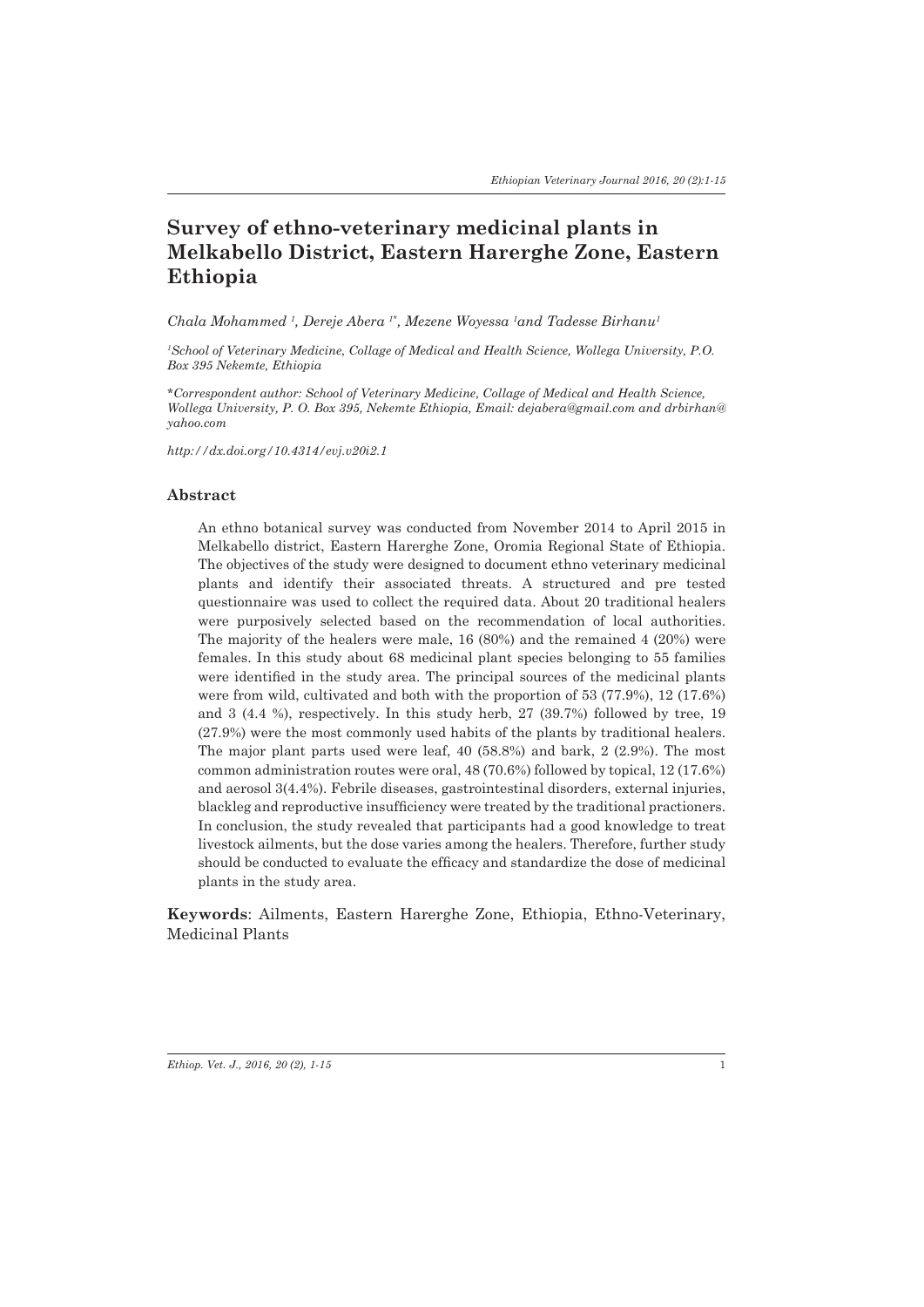# Survey of ethno-veterinary medicinal plants in Melkabello District, Eastern Harerghe Zone, Eastern Ethiopia

*Chala Mohammed [1], Dereje Abera [1*], Mezene Woyessa [1] and Tadesse Birhanu[1]*

*[1]School of Veterinary Medicine, Collage of Medical and Health Science, Wollega University, P.O. Box 395 Nekemte, Ethiopia*

*\*Correspondent author: School of Veterinary Medicine, Collage of Medical and Health Science, Wollega University, P. O. Box 395, Nekemte Ethiopia, Email: dejabera@gmail.com and drbirhan@yahoo.com*

*http://dx.doi.org/10.4314/evj.v20i2.1*

## Abstract

An ethno botanical survey was conducted from November 2014 to April 2015 in Melkabello district, Eastern Harerghe Zone, Oromia Regional State of Ethiopia. The objectives of the study were designed to document ethno veterinary medicinal plants and identify their associated threats. A structured and pre tested questionnaire was used to collect the required data. About 20 traditional healers were purposively selected based on the recommendation of local authorities. The majority of the healers were male, 16 (80%) and the remained 4 (20%) were females. In this study about 68 medicinal plant species belonging to 55 families were identified in the study area. The principal sources of the medicinal plants were from wild, cultivated and both with the proportion of 53 (77.9%), 12 (17.6%) and 3 (4.4 %), respectively. In this study herb, 27 (39.7%) followed by tree, 19 (27.9%) were the most commonly used habits of the plants by traditional healers. The major plant parts used were leaf, 40 (58.8%) and bark, 2 (2.9%). The most common administration routes were oral, 48 (70.6%) followed by topical, 12 (17.6%) and aerosol 3(4.4%). Febrile diseases, gastrointestinal disorders, external injuries, blackleg and reproductive insufficiency were treated by the traditional practioners. In conclusion, the study revealed that participants had a good knowledge to treat livestock ailments, but the dose varies among the healers. Therefore, further study should be conducted to evaluate the efficacy and standardize the dose of medicinal plants in the study area.

**Keywords**: Ailments, Eastern Harerghe Zone, Ethiopia, Ethno-Veterinary, Medicinal Plants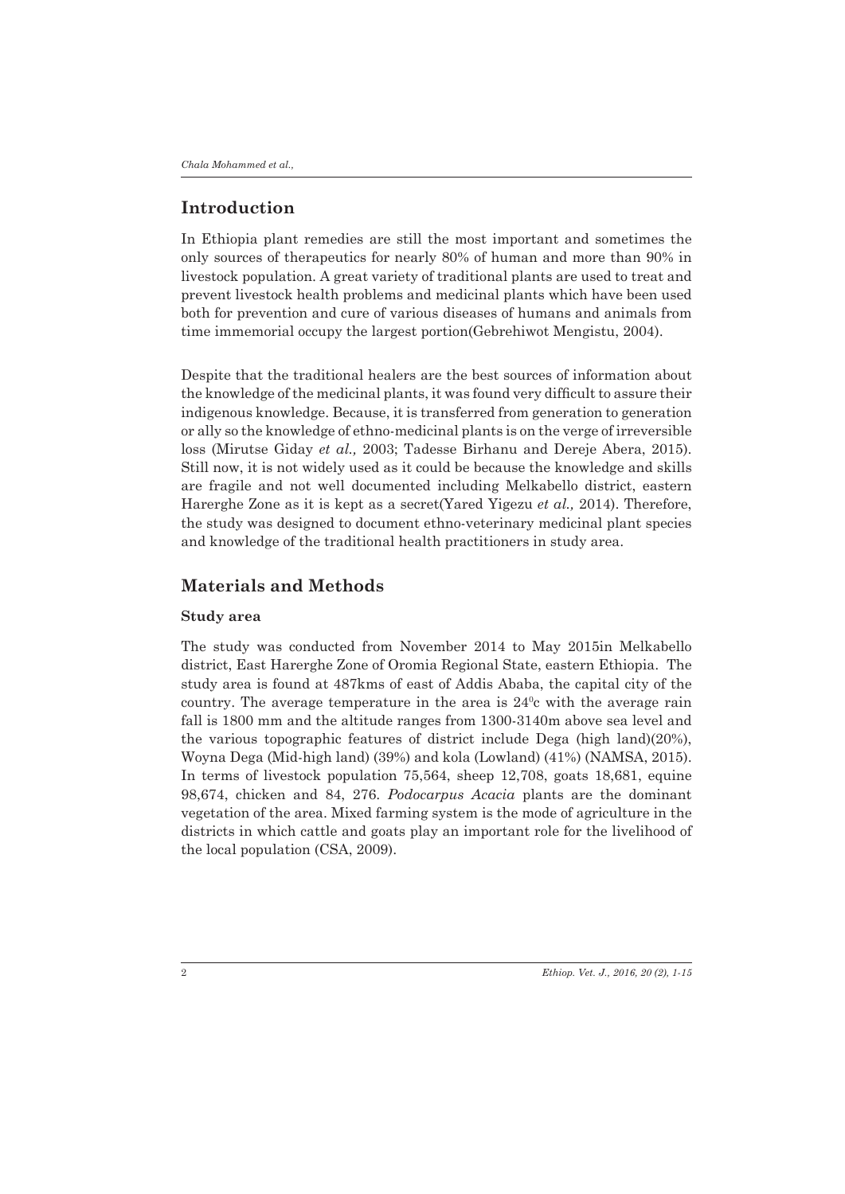## Introduction

In Ethiopia plant remedies are still the most important and sometimes the only sources of therapeutics for nearly 80% of human and more than 90% in livestock population. A great variety of traditional plants are used to treat and prevent livestock health problems and medicinal plants which have been used both for prevention and cure of various diseases of humans and animals from time immemorial occupy the largest portion(Gebrehiwot Mengistu, 2004).

Despite that the traditional healers are the best sources of information about the knowledge of the medicinal plants, it was found very difficult to assure their indigenous knowledge. Because, it is transferred from generation to generation or ally so the knowledge of ethno-medicinal plants is on the verge of irreversible loss (Mirutse Giday *et al.,* 2003; Tadesse Birhanu and Dereje Abera, 2015). Still now, it is not widely used as it could be because the knowledge and skills are fragile and not well documented including Melkabello district, eastern Harerghe Zone as it is kept as a secret(Yared Yigezu *et al.,* 2014). Therefore, the study was designed to document ethno-veterinary medicinal plant species and knowledge of the traditional health practitioners in study area.

## Materials and Methods

### Study area

The study was conducted from November 2014 to May 2015in Melkabello district, East Harerghe Zone of Oromia Regional State, eastern Ethiopia. The study area is found at 487kms of east of Addis Ababa, the capital city of the country. The average temperature in the area is $24^0$c with the average rain fall is 1800 mm and the altitude ranges from 1300-3140m above sea level and the various topographic features of district include Dega (high land)(20%), Woyna Dega (Mid-high land) (39%) and kola (Lowland) (41%) (NAMSA, 2015). In terms of livestock population 75,564, sheep 12,708, goats 18,681, equine 98,674, chicken and 84, 276. *Podocarpus Acacia* plants are the dominant vegetation of the area. Mixed farming system is the mode of agriculture in the districts in which cattle and goats play an important role for the livelihood of the local population (CSA, 2009).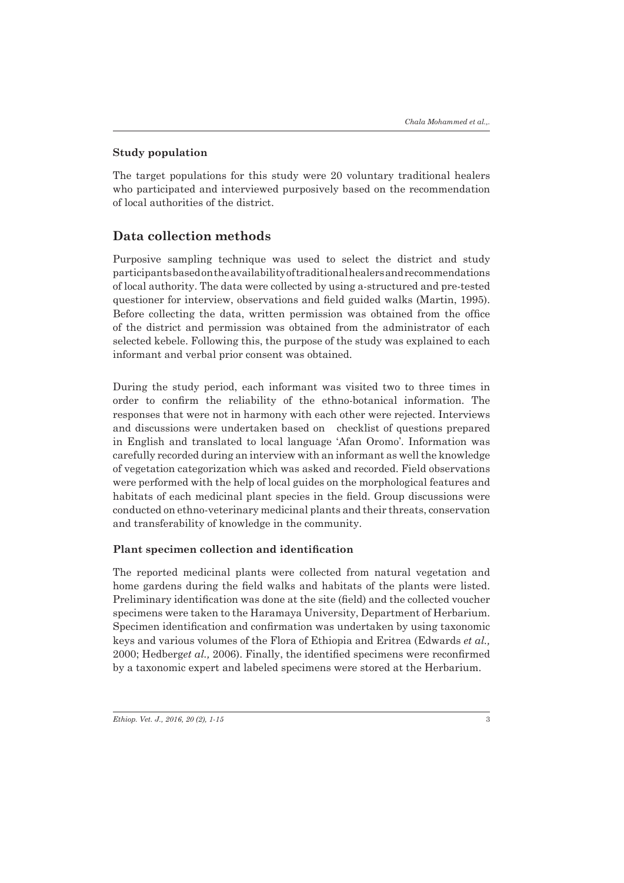### Study population

The target populations for this study were 20 voluntary traditional healers who participated and interviewed purposively based on the recommendation of local authorities of the district.

## Data collection methods

Purposive sampling technique was used to select the district and study participants based on the availability of traditional healers and recommendations of local authority. The data were collected by using a-structured and pre-tested questioner for interview, observations and field guided walks (Martin, 1995). Before collecting the data, written permission was obtained from the office of the district and permission was obtained from the administrator of each selected kebele. Following this, the purpose of the study was explained to each informant and verbal prior consent was obtained.

During the study period, each informant was visited two to three times in order to confirm the reliability of the ethno-botanical information. The responses that were not in harmony with each other were rejected. Interviews and discussions were undertaken based on checklist of questions prepared in English and translated to local language 'Afan Oromo'. Information was carefully recorded during an interview with an informant as well the knowledge of vegetation categorization which was asked and recorded. Field observations were performed with the help of local guides on the morphological features and habitats of each medicinal plant species in the field. Group discussions were conducted on ethno-veterinary medicinal plants and their threats, conservation and transferability of knowledge in the community.

### Plant specimen collection and identification

The reported medicinal plants were collected from natural vegetation and home gardens during the field walks and habitats of the plants were listed. Preliminary identification was done at the site (field) and the collected voucher specimens were taken to the Haramaya University, Department of Herbarium. Specimen identification and confirmation was undertaken by using taxonomic keys and various volumes of the Flora of Ethiopia and Eritrea (Edwards *et al.,* 2000; Hedberg*et al.,* 2006). Finally, the identified specimens were reconfirmed by a taxonomic expert and labeled specimens were stored at the Herbarium.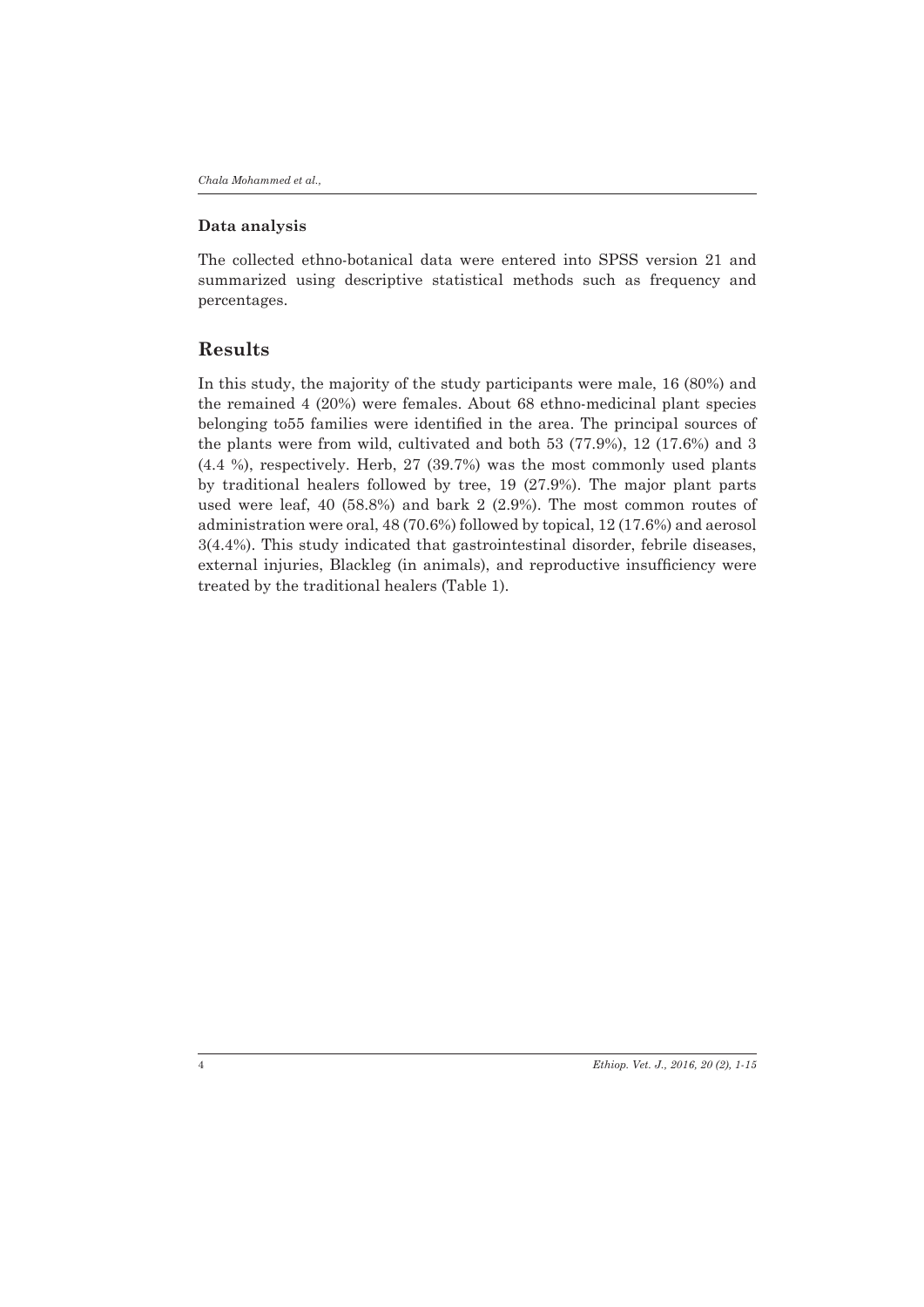### Data analysis

The collected ethno-botanical data were entered into SPSS version 21 and summarized using descriptive statistical methods such as frequency and percentages.

## Results

In this study, the majority of the study participants were male, 16 (80%) and the remained 4 (20%) were females. About 68 ethno-medicinal plant species belonging to55 families were identified in the area. The principal sources of the plants were from wild, cultivated and both 53 (77.9%), 12 (17.6%) and 3 (4.4 %), respectively. Herb, 27 (39.7%) was the most commonly used plants by traditional healers followed by tree, 19 (27.9%). The major plant parts used were leaf, 40 (58.8%) and bark 2 (2.9%). The most common routes of administration were oral, 48 (70.6%) followed by topical, 12 (17.6%) and aerosol 3(4.4%). This study indicated that gastrointestinal disorder, febrile diseases, external injuries, Blackleg (in animals), and reproductive insufficiency were treated by the traditional healers (Table 1).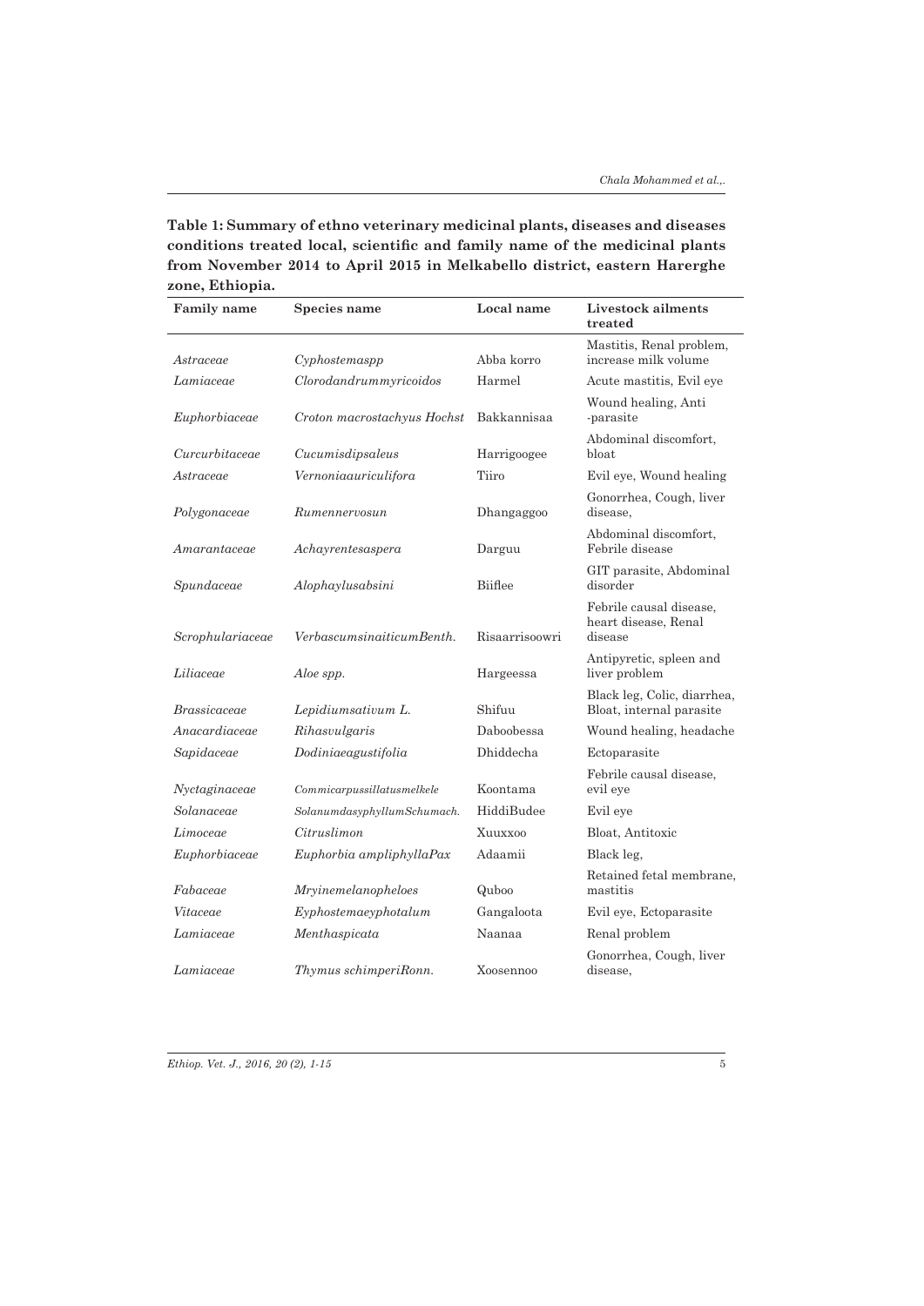**Table 1: Summary of ethno veterinary medicinal plants, diseases and diseases conditions treated local, scientific and family name of the medicinal plants from November 2014 to April 2015 in Melkabello district, eastern Harerghe zone, Ethiopia.**

| Family name | Species name | Local name | Livestock ailments treated |
|---|---|---|---|
| *Astraceae* | *Cyphostemaspp* | Abba korro | Mastitis, Renal problem, increase milk volume |
| *Lamiaceae* | *Clorodandrummyricoidos* | Harmel | Acute mastitis, Evil eye |
| *Euphorbiaceae* | *Croton macrostachyus Hochst* | Bakkannisaa | Wound healing, Anti -parasite |
| *Curcurbitaceae* | *Cucumisdipsaleus* | Harrigoogee | Abdominal discomfort, bloat |
| *Astraceae* | *Vernoniaauriculifora* | Tiiro | Evil eye, Wound healing |
| *Polygonaceae* | *Rumennervosun* | Dhangaggoo | Gonorrhea, Cough, liver disease, |
| *Amarantaceae* | *Achayrentesaspera* | Darguu | Abdominal discomfort, Febrile disease |
| *Spundaceae* | *Alophaylusabsini* | Biiflee | GIT parasite, Abdominal disorder |
| *Scrophulariaceae* | *VerbascumsinaiticumBenth.* | Risaarrisoowri | Febrile causal disease, heart disease, Renal disease |
| *Liliaceae* | *Aloe spp.* | Hargeessa | Antipyretic, spleen and liver problem |
| *Brassicaceae* | *Lepidiumsativum L.* | Shifuu | Black leg, Colic, diarrhea, Bloat, internal parasite |
| *Anacardiaceae* | *Rihasvulgaris* | Daboobessa | Wound healing, headache |
| *Sapidaceae* | *Dodiniaeagustifolia* | Dhiddecha | Ectoparasite |
| *Nyctaginaceae* | *Commicarpussillatusmelkele* | Koontama | Febrile causal disease, evil eye |
| *Solanaceae* | *SolanumdasyphyllumSchumach.* | HiddiBudee | Evil eye |
| *Limoceae* | *Citruslimon* | Xuuxxoo | Bloat, Antitoxic |
| *Euphorbiaceae* | *Euphorbia ampliphyllaPax* | Adaamii | Black leg, |
| *Fabaceae* | *Mryinemelanopheloes* | Quboo | Retained fetal membrane, mastitis |
| *Vitaceae* | *Eyphostemaeyphotalum* | Gangaloota | Evil eye, Ectoparasite |
| *Lamiaceae* | *Menthaspicata* | Naanaa | Renal problem |
| *Lamiaceae* | *Thymus schimperiRonn.* | Xoosennoo | Gonorrhea, Cough, liver disease, |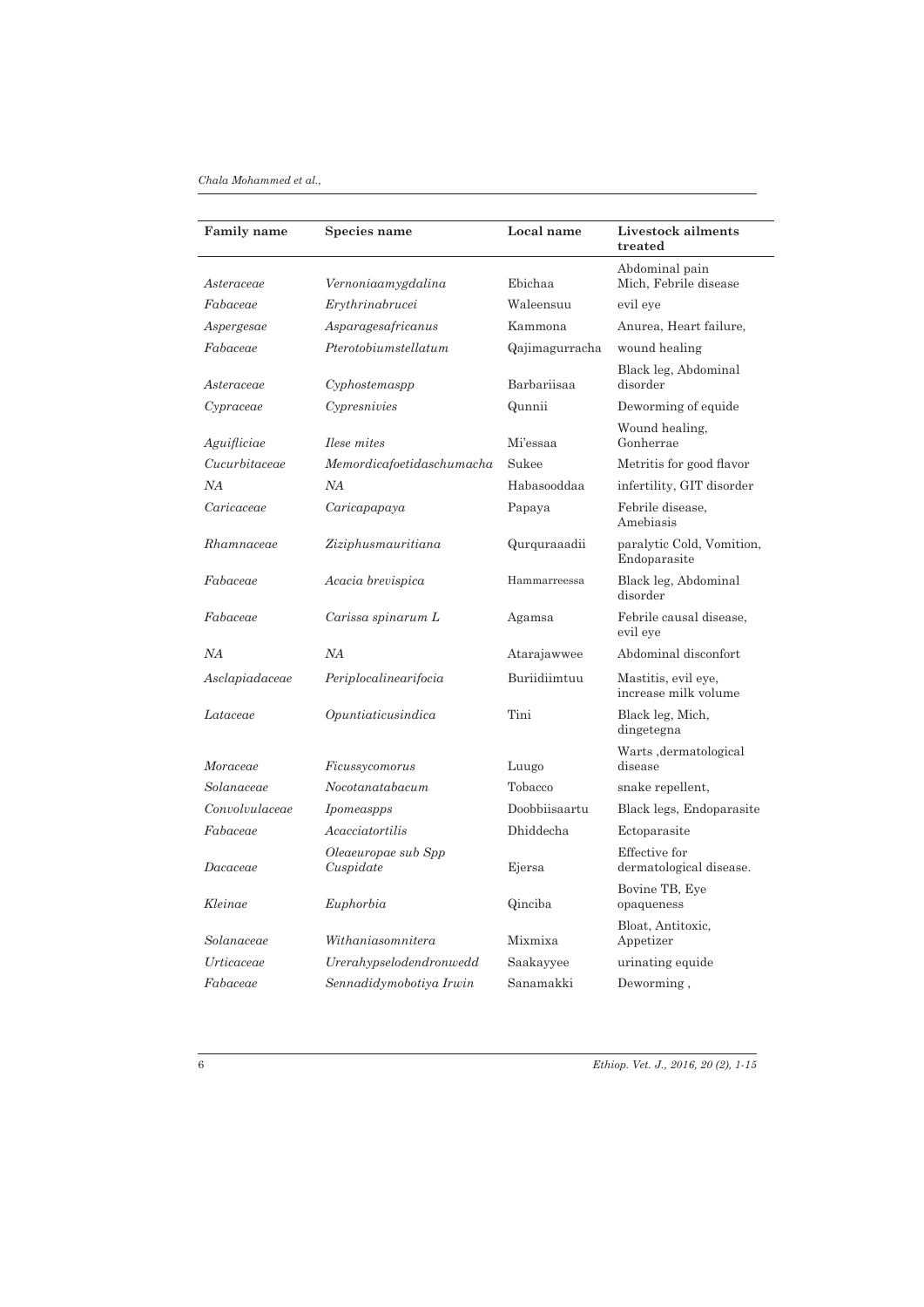| Family name | Species name | Local name | Livestock ailments treated |
|---|---|---|---|
| *Asteraceae* | *Vernoniaamygdalina* | Ebichaa | Abdominal pain Mich, Febrile disease |
| *Fabaceae* | *Erythrinabrucei* | Waleensuu | evil eye |
| *Aspergesae* | *Asparagesafricanus* | Kammona | Anurea, Heart failure, |
| *Fabaceae* | *Pterotobiumstellatum* | Qajimagurracha | wound healing |
| *Asteraceae* | *Cyphostemaspp* | Barbariisaa | Black leg, Abdominal disorder |
| *Cypraceae* | *Cypresnivies* | Qunnii | Deworming of equide |
| *Aguifliciae* | *Ilese mites* | Mi'essaa | Wound healing, Gonherrae |
| *Cucurbitaceae* | *Memordicafoetidaschumacha* | Sukee | Metritis for good flavor |
| *NA* | *NA* | Habasooddaa | infertility, GIT disorder |
| *Caricaceae* | *Caricapapaya* | Papaya | Febrile disease, Amebiasis |
| *Rhamnaceae* | *Ziziphusmauritiana* | Qurquraaadii | paralytic Cold, Vomition, Endoparasite |
| *Fabaceae* | *Acacia brevispica* | Hammarreessa | Black leg, Abdominal disorder |
| *Fabaceae* | *Carissa spinarum L* | Agamsa | Febrile causal disease, evil eye |
| *NA* | *NA* | Atarajawwee | Abdominal disconfort |
| *Asclapiadaceae* | *Periplocalinearifocia* | Buriidiimtuu | Mastitis, evil eye, increase milk volume |
| *Lataceae* | *Opuntiaticusindica* | Tini | Black leg, Mich, dingetegna |
| *Moraceae* | *Ficussycomorus* | Luugo | Warts ,dermatological disease |
| *Solanaceae* | *Nocotanatabacum* | Tobacco | snake repellent, |
| *Convolvulaceae* | *Ipomeaspps* | Doobbiisaartu | Black legs, Endoparasite |
| *Fabaceae* | *Acacciatortilis* | Dhiddecha | Ectoparasite |
| *Dacaceae* | *Oleaeuropae sub Spp Cuspidate* | Ejersa | Effective for dermatological disease. |
| *Kleinae* | *Euphorbia* | Qinciba | Bovine TB, Eye opaqueness |
| *Solanaceae* | *Withaniasomnitera* | Mixmixa | Bloat, Antitoxic, Appetizer |
| *Urticaceae* | *Urerahypselodendronwedd* | Saakayyee | urinating equide |
| *Fabaceae* | *Sennadidymobotiya Irwin* | Sanamakki | Deworming , |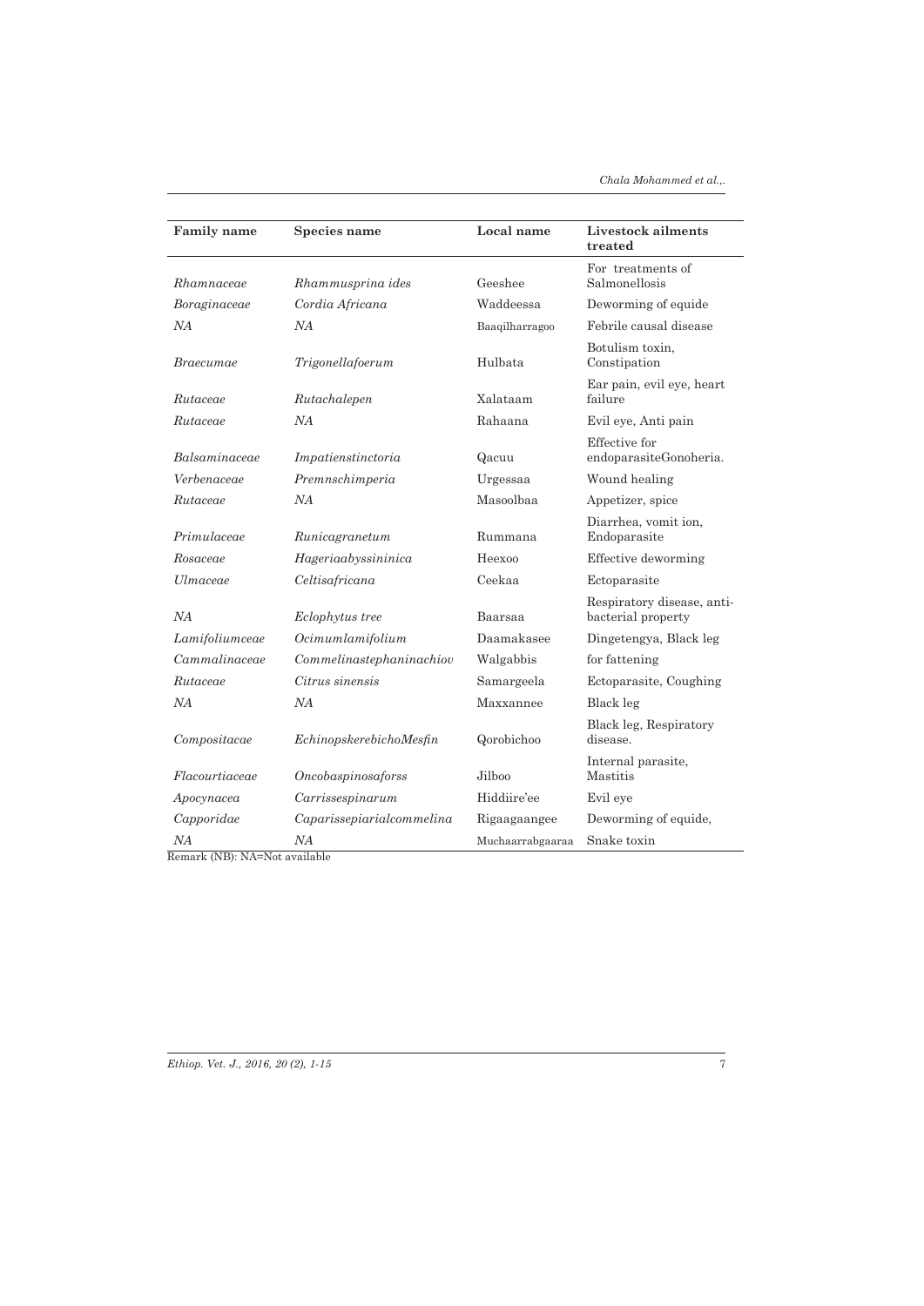| Family name | Species name | Local name | Livestock ailments treated |
|---|---|---|---|
| *Rhamnaceae* | *Rhammusprina ides* | Geeshee | For treatments of Salmonellosis |
| *Boraginaceae* | *Cordia Africana* | Waddeessa | Deworming of equide |
| *NA* | *NA* | Baaqilharragoo | Febrile causal disease |
| *Braecumae* | *Trigonellafoerum* | Hulbata | Botulism toxin, Constipation |
| *Rutaceae* | *Rutachalepen* | Xalataam | Ear pain, evil eye, heart failure |
| *Rutaceae* | *NA* | Rahaana | Evil eye, Anti pain |
| *Balsaminaceae* | *Impatienstinctoria* | Qacuu | Effective for endoparasiteGonoheria. |
| *Verbenaceae* | *Premnschimperia* | Urgessaa | Wound healing |
| *Rutaceae* | *NA* | Masoolbaa | Appetizer, spice |
| *Primulaceae* | *Runicagranetum* | Rummana | Diarrhea, vomit ion, Endoparasite |
| *Rosaceae* | *Hageriaabyssininica* | Heexoo | Effective deworming |
| *Ulmaceae* | *Celtisafricana* | Ceekaa | Ectoparasite |
| *NA* | *Eclophytus tree* | Baarsaa | Respiratory disease, anti-bacterial property |
| *Lamifoliumceae* | *Ocimumlamifolium* | Daamakasee | Dingetengya, Black leg |
| *Cammalinaceae* | *Commelinastephaninachiov* | Walgabbis | for fattening |
| *Rutaceae* | *Citrus sinensis* | Samargeela | Ectoparasite, Coughing |
| *NA* | *NA* | Maxxannee | Black leg |
| *Compositacae* | *EchinopskerebichoMesfin* | Qorobichoo | Black leg, Respiratory disease. |
| *Flacourtiaceae* | *Oncobaspinosaforss* | Jilboo | Internal parasite, Mastitis |
| *Apocynacea* | *Carrissespinarum* | Hiddiire'ee | Evil eye |
| *Capporidae* | *Caparissepiarialcommelina* | Rigaagaangee | Deworming of equide, |
| *NA* | *NA* | Muchaarrabgaaraa | Snake toxin |

Remark (NB): NA=Not available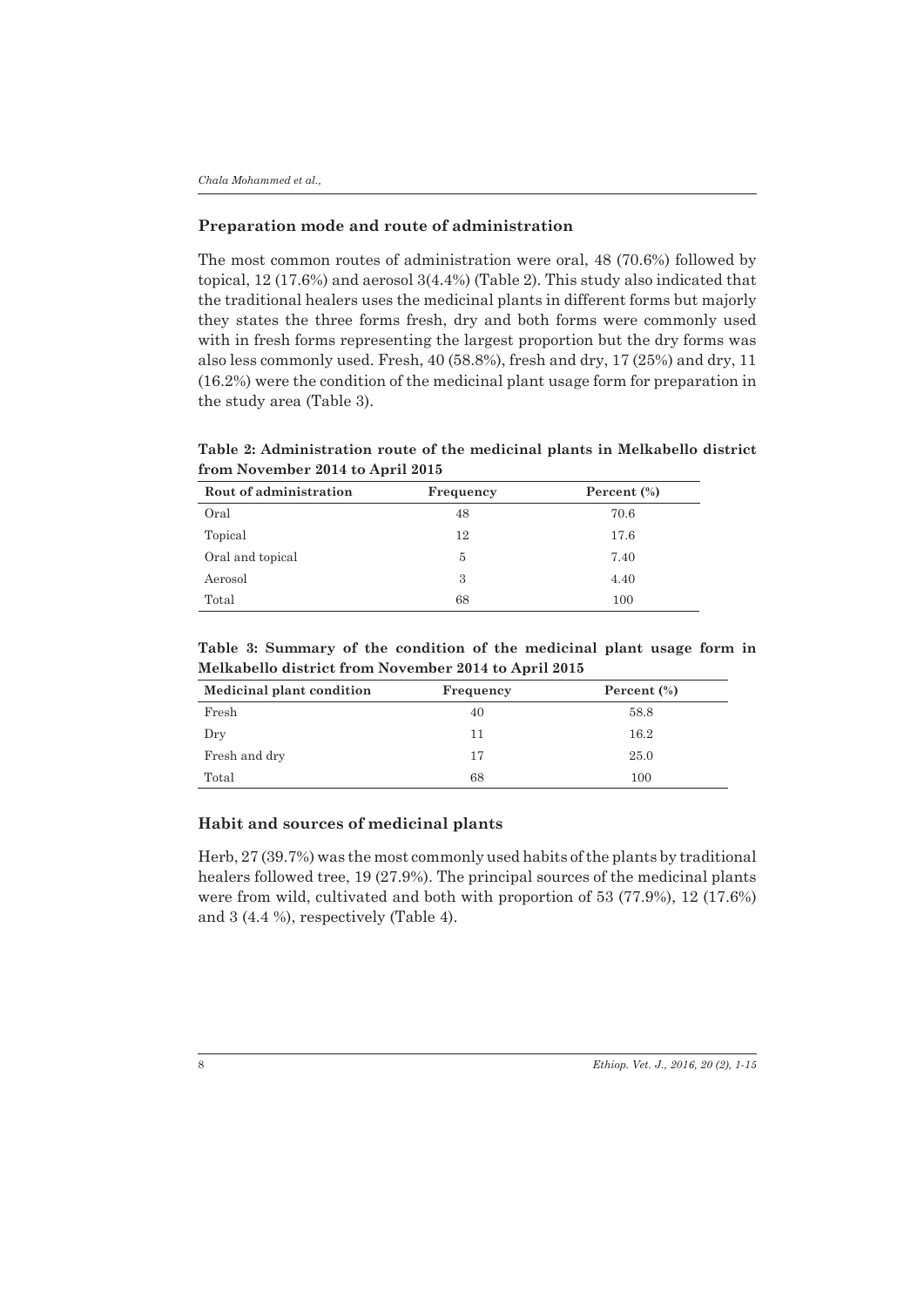## Preparation mode and route of administration

The most common routes of administration were oral, 48 (70.6%) followed by topical, 12 (17.6%) and aerosol 3(4.4%) (Table 2). This study also indicated that the traditional healers uses the medicinal plants in different forms but majorly they states the three forms fresh, dry and both forms were commonly used with in fresh forms representing the largest proportion but the dry forms was also less commonly used. Fresh, 40 (58.8%), fresh and dry, 17 (25%) and dry, 11 (16.2%) were the condition of the medicinal plant usage form for preparation in the study area (Table 3).

**Table 2: Administration route of the medicinal plants in Melkabello district from November 2014 to April 2015**

| Rout of administration | Frequency | Percent (%) |
|---|---|---|
| Oral | 48 | 70.6 |
| Topical | 12 | 17.6 |
| Oral and topical | 5 | 7.40 |
| Aerosol | 3 | 4.40 |
| Total | 68 | 100 |

**Table 3: Summary of the condition of the medicinal plant usage form in Melkabello district from November 2014 to April 2015**

| Medicinal plant condition | Frequency | Percent (%) |
|---|---|---|
| Fresh | 40 | 58.8 |
| Dry | 11 | 16.2 |
| Fresh and dry | 17 | 25.0 |
| Total | 68 | 100 |

## Habit and sources of medicinal plants

Herb, 27 (39.7%) was the most commonly used habits of the plants by traditional healers followed tree, 19 (27.9%). The principal sources of the medicinal plants were from wild, cultivated and both with proportion of 53 (77.9%), 12 (17.6%) and 3 (4.4 %), respectively (Table 4).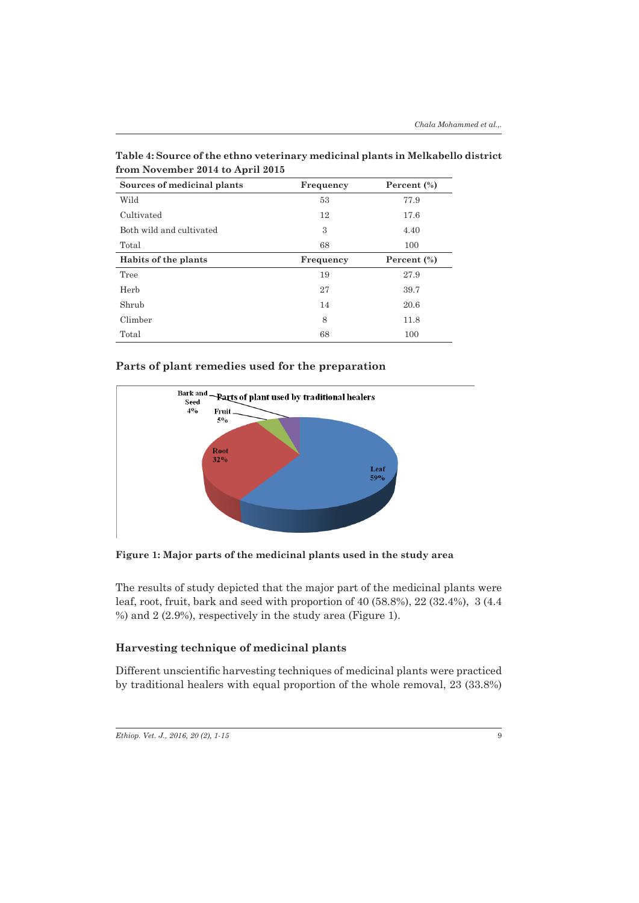**Table 4: Source of the ethno veterinary medicinal plants in Melkabello district from November 2014 to April 2015**

| Sources of medicinal plants | Frequency | Percent (%) |
|---|---|---|
| Wild | 53 | 77.9 |
| Cultivated | 12 | 17.6 |
| Both wild and cultivated | 3 | 4.40 |
| Total | 68 | 100 |
| **Habits of the plants** | **Frequency** | **Percent (%)** |
| Tree | 19 | 27.9 |
| Herb | 27 | 39.7 |
| Shrub | 14 | 20.6 |
| Climber | 8 | 11.8 |
| Total | 68 | 100 |

## Parts of plant remedies used for the preparation

Parts of plant used by traditional healers

Bark and Seed 4%, Fruit 5%, Root 32%, Leaf 59%

**Figure 1: Major parts of the medicinal plants used in the study area**

The results of study depicted that the major part of the medicinal plants were leaf, root, fruit, bark and seed with proportion of 40 (58.8%), 22 (32.4%), 3 (4.4 %) and 2 (2.9%), respectively in the study area (Figure 1).

## Harvesting technique of medicinal plants

Different unscientific harvesting techniques of medicinal plants were practiced by traditional healers with equal proportion of the whole removal, 23 (33.8%)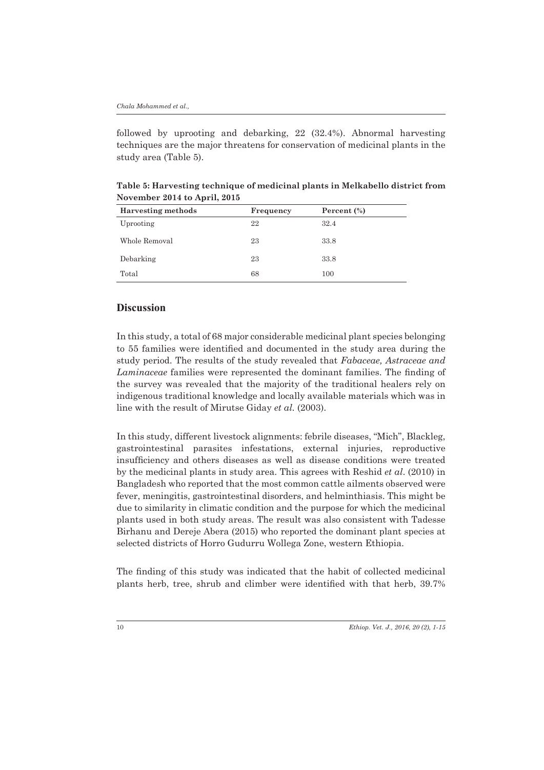followed by uprooting and debarking, 22 (32.4%). Abnormal harvesting techniques are the major threatens for conservation of medicinal plants in the study area (Table 5).

**Table 5: Harvesting technique of medicinal plants in Melkabello district from November 2014 to April, 2015**

| Harvesting methods | Frequency | Percent (%) |
|---|---|---|
| Uprooting | 22 | 32.4 |
| Whole Removal | 23 | 33.8 |
| Debarking | 23 | 33.8 |
| Total | 68 | 100 |

## Discussion

In this study, a total of 68 major considerable medicinal plant species belonging to 55 families were identified and documented in the study area during the study period. The results of the study revealed that *Fabaceae, Astraceae and Laminaceae* families were represented the dominant families. The finding of the survey was revealed that the majority of the traditional healers rely on indigenous traditional knowledge and locally available materials which was in line with the result of Mirutse Giday *et al.* (2003).

In this study, different livestock alignments: febrile diseases, "Mich", Blackleg, gastrointestinal parasites infestations, external injuries, reproductive insufficiency and others diseases as well as disease conditions were treated by the medicinal plants in study area. This agrees with Reshid *et al*. (2010) in Bangladesh who reported that the most common cattle ailments observed were fever, meningitis, gastrointestinal disorders, and helminthiasis. This might be due to similarity in climatic condition and the purpose for which the medicinal plants used in both study areas. The result was also consistent with Tadesse Birhanu and Dereje Abera (2015) who reported the dominant plant species at selected districts of Horro Gudurru Wollega Zone, western Ethiopia.

The finding of this study was indicated that the habit of collected medicinal plants herb, tree, shrub and climber were identified with that herb, 39.7%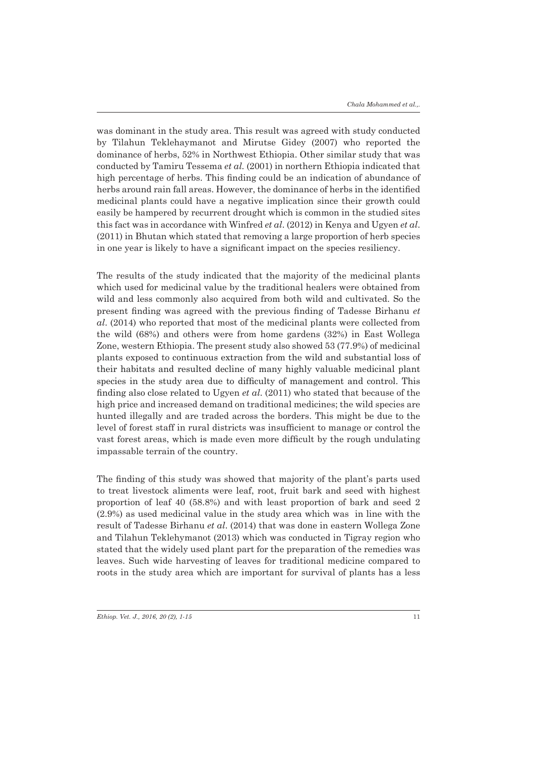was dominant in the study area. This result was agreed with study conducted by Tilahun Teklehaymanot and Mirutse Gidey (2007) who reported the dominance of herbs, 52% in Northwest Ethiopia. Other similar study that was conducted by Tamiru Tessema *et al.* (2001) in northern Ethiopia indicated that high percentage of herbs. This finding could be an indication of abundance of herbs around rain fall areas. However, the dominance of herbs in the identified medicinal plants could have a negative implication since their growth could easily be hampered by recurrent drought which is common in the studied sites this fact was in accordance with Winfred *et al*. (2012) in Kenya and Ugyen *et al*. (2011) in Bhutan which stated that removing a large proportion of herb species in one year is likely to have a significant impact on the species resiliency.

The results of the study indicated that the majority of the medicinal plants which used for medicinal value by the traditional healers were obtained from wild and less commonly also acquired from both wild and cultivated. So the present finding was agreed with the previous finding of Tadesse Birhanu *et al*. (2014) who reported that most of the medicinal plants were collected from the wild (68%) and others were from home gardens (32%) in East Wollega Zone, western Ethiopia. The present study also showed 53 (77.9%) of medicinal plants exposed to continuous extraction from the wild and substantial loss of their habitats and resulted decline of many highly valuable medicinal plant species in the study area due to difficulty of management and control. This finding also close related to Ugyen *et al.* (2011) who stated that because of the high price and increased demand on traditional medicines; the wild species are hunted illegally and are traded across the borders. This might be due to the level of forest staff in rural districts was insufficient to manage or control the vast forest areas, which is made even more difficult by the rough undulating impassable terrain of the country.

The finding of this study was showed that majority of the plant's parts used to treat livestock aliments were leaf, root, fruit bark and seed with highest proportion of leaf 40 (58.8%) and with least proportion of bark and seed 2 (2.9%) as used medicinal value in the study area which was in line with the result of Tadesse Birhanu *et al*. (2014) that was done in eastern Wollega Zone and Tilahun Teklehymanot (2013) which was conducted in Tigray region who stated that the widely used plant part for the preparation of the remedies was leaves. Such wide harvesting of leaves for traditional medicine compared to roots in the study area which are important for survival of plants has a less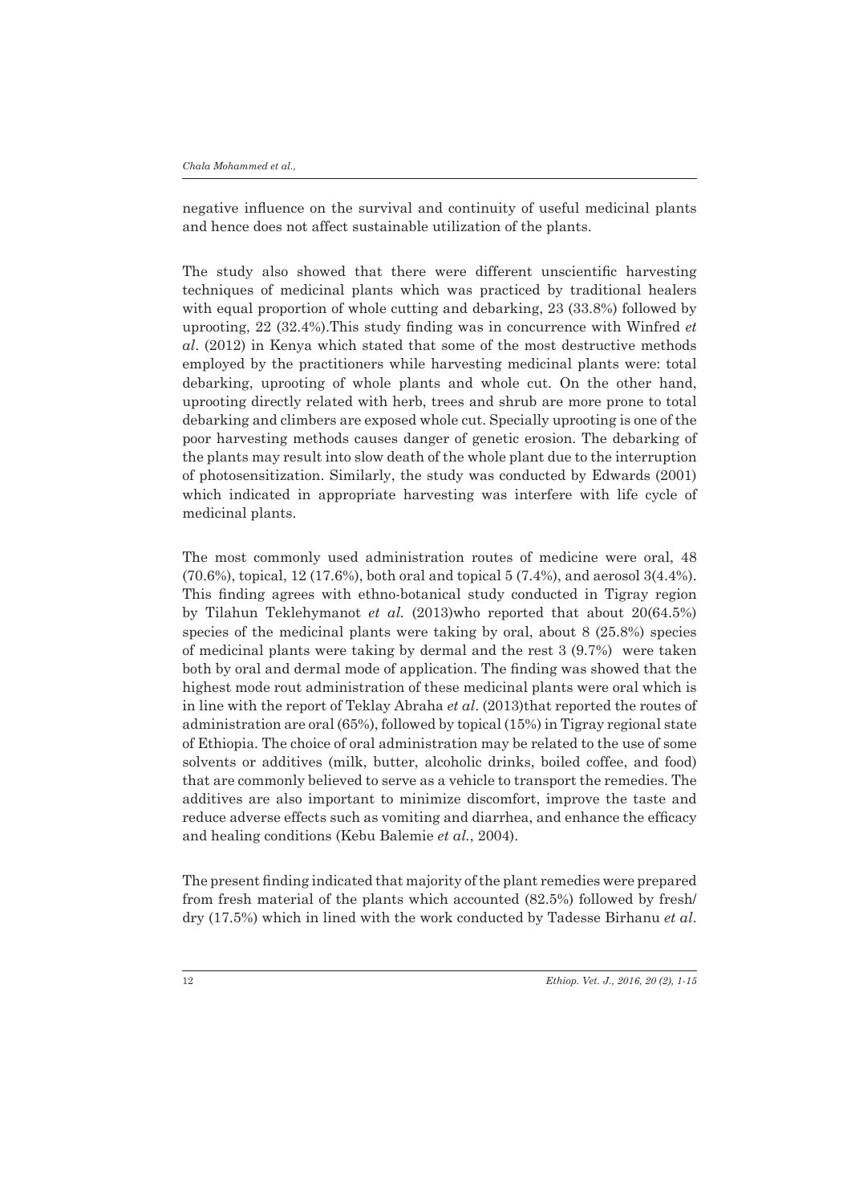negative influence on the survival and continuity of useful medicinal plants and hence does not affect sustainable utilization of the plants.

The study also showed that there were different unscientific harvesting techniques of medicinal plants which was practiced by traditional healers with equal proportion of whole cutting and debarking, 23 (33.8%) followed by uprooting, 22 (32.4%).This study finding was in concurrence with Winfred *et al*. (2012) in Kenya which stated that some of the most destructive methods employed by the practitioners while harvesting medicinal plants were: total debarking, uprooting of whole plants and whole cut. On the other hand, uprooting directly related with herb, trees and shrub are more prone to total debarking and climbers are exposed whole cut. Specially uprooting is one of the poor harvesting methods causes danger of genetic erosion. The debarking of the plants may result into slow death of the whole plant due to the interruption of photosensitization. Similarly, the study was conducted by Edwards (2001) which indicated in appropriate harvesting was interfere with life cycle of medicinal plants.

The most commonly used administration routes of medicine were oral, 48 (70.6%), topical, 12 (17.6%), both oral and topical 5 (7.4%), and aerosol 3(4.4%). This finding agrees with ethno-botanical study conducted in Tigray region by Tilahun Teklehymanot *et al.* (2013)who reported that about 20(64.5%) species of the medicinal plants were taking by oral, about 8 (25.8%) species of medicinal plants were taking by dermal and the rest 3 (9.7%) were taken both by oral and dermal mode of application. The finding was showed that the highest mode rout administration of these medicinal plants were oral which is in line with the report of Teklay Abraha *et al*. (2013)that reported the routes of administration are oral (65%), followed by topical (15%) in Tigray regional state of Ethiopia. The choice of oral administration may be related to the use of some solvents or additives (milk, butter, alcoholic drinks, boiled coffee, and food) that are commonly believed to serve as a vehicle to transport the remedies. The additives are also important to minimize discomfort, improve the taste and reduce adverse effects such as vomiting and diarrhea, and enhance the efficacy and healing conditions (Kebu Balemie *et al.*, 2004).

The present finding indicated that majority of the plant remedies were prepared from fresh material of the plants which accounted (82.5%) followed by fresh/dry (17.5%) which in lined with the work conducted by Tadesse Birhanu *et al.*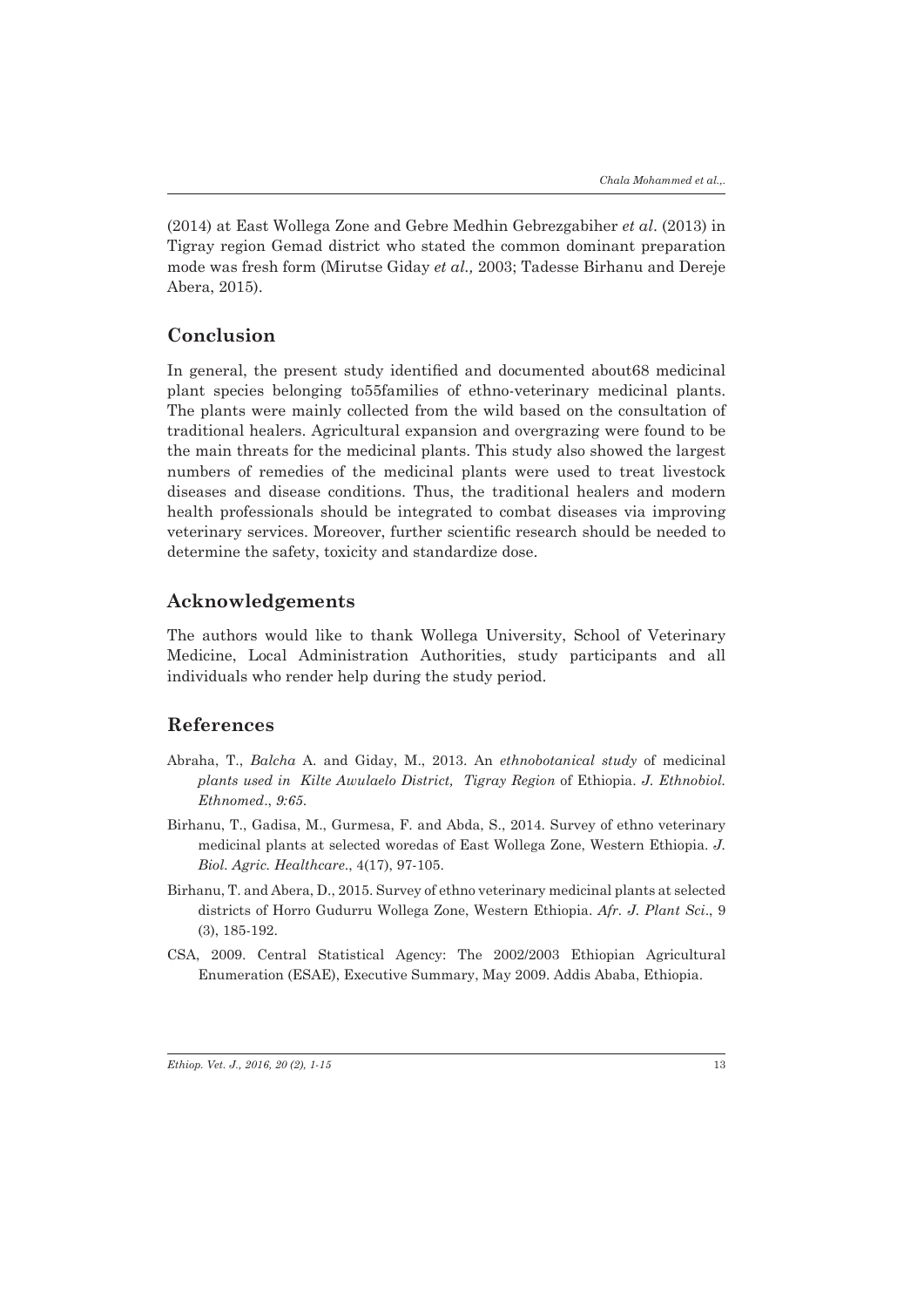(2014) at East Wollega Zone and Gebre Medhin Gebrezgabiher *et al*. (2013) in Tigray region Gemad district who stated the common dominant preparation mode was fresh form (Mirutse Giday *et al.,* 2003; Tadesse Birhanu and Dereje Abera, 2015).

## Conclusion

In general, the present study identified and documented about68 medicinal plant species belonging to55families of ethno-veterinary medicinal plants. The plants were mainly collected from the wild based on the consultation of traditional healers. Agricultural expansion and overgrazing were found to be the main threats for the medicinal plants. This study also showed the largest numbers of remedies of the medicinal plants were used to treat livestock diseases and disease conditions. Thus, the traditional healers and modern health professionals should be integrated to combat diseases via improving veterinary services. Moreover, further scientific research should be needed to determine the safety, toxicity and standardize dose.

## Acknowledgements

The authors would like to thank Wollega University, School of Veterinary Medicine, Local Administration Authorities, study participants and all individuals who render help during the study period.

## References

Abraha, T., *Balcha* A. and Giday, M., 2013. An *ethnobotanical study* of medicinal *plants used in Kilte Awulaelo District, Tigray Region* of Ethiopia. *J. Ethnobiol. Ethnomed*., *9:65*.

Birhanu, T., Gadisa, M., Gurmesa, F. and Abda, S., 2014. Survey of ethno veterinary medicinal plants at selected woredas of East Wollega Zone, Western Ethiopia. *J. Biol. Agric. Healthcare*., 4(17), 97-105.

Birhanu, T. and Abera, D., 2015. Survey of ethno veterinary medicinal plants at selected districts of Horro Gudurru Wollega Zone, Western Ethiopia. *Afr. J. Plant Sci*., 9 (3), 185-192.

CSA, 2009. Central Statistical Agency: The 2002/2003 Ethiopian Agricultural Enumeration (ESAE), Executive Summary, May 2009. Addis Ababa, Ethiopia.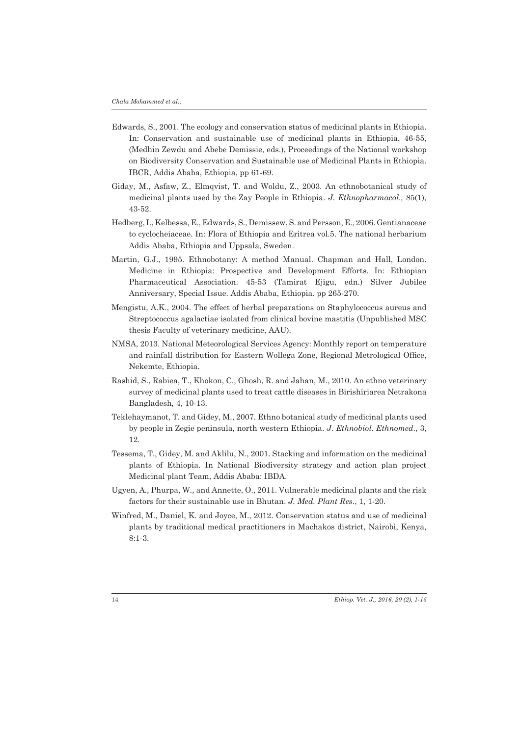Edwards, S., 2001. The ecology and conservation status of medicinal plants in Ethiopia. In: Conservation and sustainable use of medicinal plants in Ethiopia, 46-55, (Medhin Zewdu and Abebe Demissie, eds.), Proceedings of the National workshop on Biodiversity Conservation and Sustainable use of Medicinal Plants in Ethiopia. IBCR, Addis Ababa, Ethiopia, pp 61-69.

Giday, M., Asfaw, Z., Elmqvist, T. and Woldu, Z., 2003. An ethnobotanical study of medicinal plants used by the Zay People in Ethiopia. *J. Ethnopharmacol.,* 85(1), 43-52.

Hedberg, I., Kelbessa, E., Edwards, S., Demissew, S. and Persson, E., 2006. Gentianaceae to cyclocheiaceae. In: Flora of Ethiopia and Eritrea vol.5. The national herbarium Addis Ababa, Ethiopia and Uppsala, Sweden.

Martin, G.J., 1995. Ethnobotany: A method Manual. Chapman and Hall, London. Medicine in Ethiopia: Prospective and Development Efforts. In: Ethiopian Pharmaceutical Association. 45-53 (Tamirat Ejigu, edn.) Silver Jubilee Anniversary, Special Issue. Addis Ababa, Ethiopia. pp 265-270.

Mengistu, A.K., 2004. The effect of herbal preparations on Staphylococcus aureus and Streptococcus agalactiae isolated from clinical bovine mastitis (Unpublished MSC thesis Faculty of veterinary medicine, AAU).

NMSA, 2013. National Meteorological Services Agency: Monthly report on temperature and rainfall distribution for Eastern Wollega Zone, Regional Metrological Office, Nekemte, Ethiopia.

Rashid, S., Rabiea, T., Khokon, C., Ghosh, R. and Jahan, M., 2010. An ethno veterinary survey of medicinal plants used to treat cattle diseases in Birishiriarea Netrakona Bangladesh*,* 4, 10-13.

Teklehaymanot, T. and Gidey, M., 2007. Ethno botanical study of medicinal plants used by people in Zegie peninsula, north western Ethiopia. *J. Ethnobiol. Ethnomed*., 3, 12.

Tessema, T., Gidey, M. and Aklilu, N., 2001. Stacking and information on the medicinal plants of Ethiopia. In National Biodiversity strategy and action plan project Medicinal plant Team, Addis Ababa: IBDA.

Ugyen, A*.,* Phurpa, W*.,* and Annette, O., 2011. Vulnerable medicinal plants and the risk factors for their sustainable use in Bhutan. *J. Med. Plant Res*., 1, 1-20.

Winfred, M., Daniel, K. and Joyce, M., 2012. Conservation status and use of medicinal plants by traditional medical practitioners in Machakos district, Nairobi, Kenya, 8:1-3.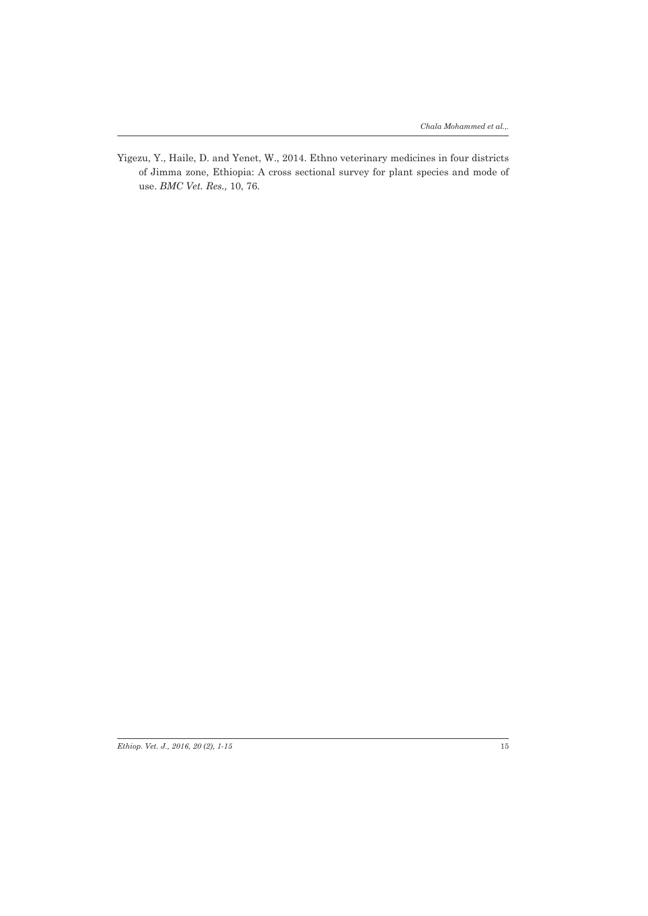Yigezu, Y., Haile, D. and Yenet, W., 2014. Ethno veterinary medicines in four districts of Jimma zone, Ethiopia: A cross sectional survey for plant species and mode of use. *BMC Vet. Res.,* 10, 76.